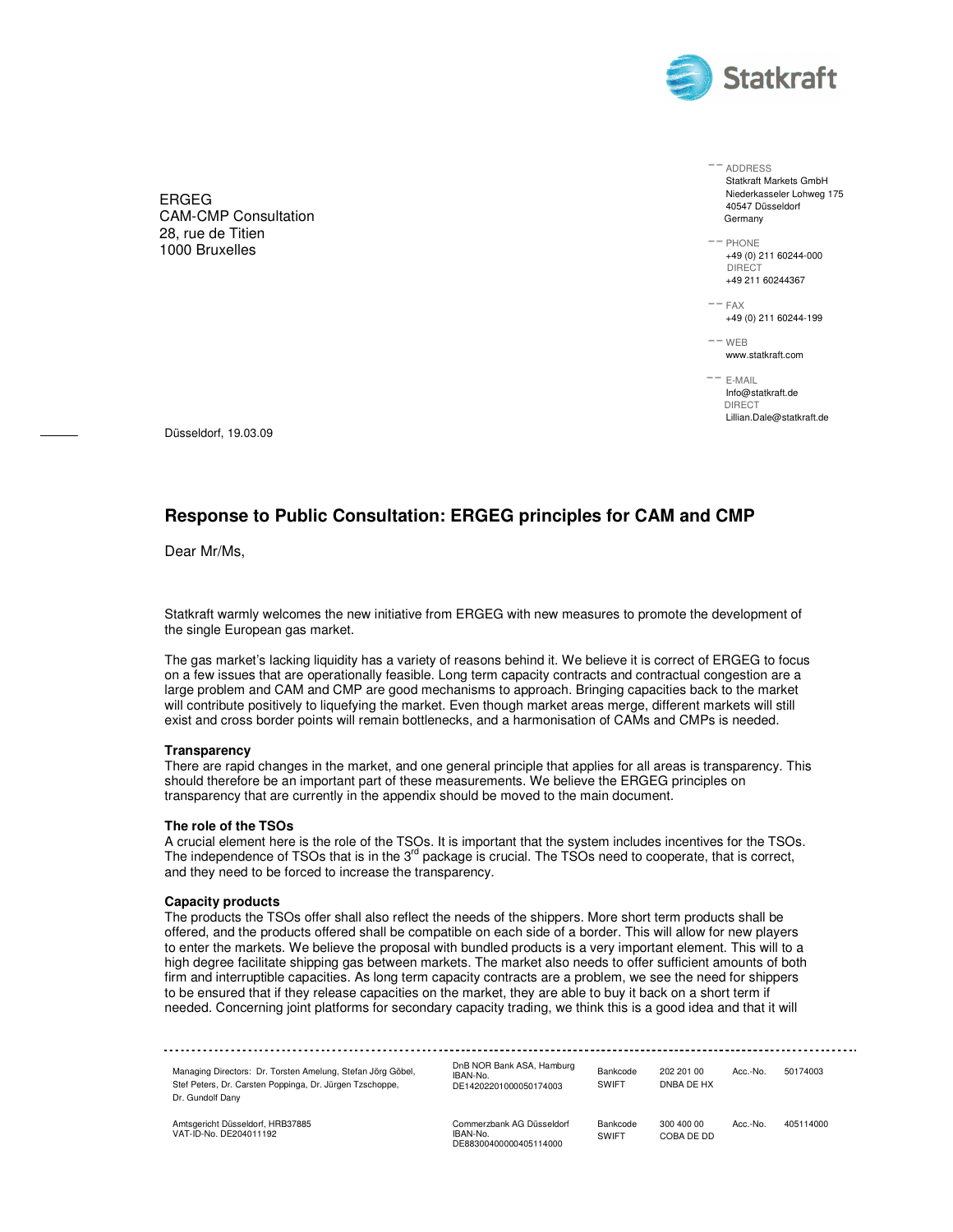ERGEG
CAM-CMP Consultation
28, rue de Titien
1000 Bruxelles

ADDRESS
Statkraft Markets GmbH
Niederkasseler Lohweg 175
40547 Düsseldorf
Germany

PHONE
+49 (0) 211 60244-000
DIRECT
+49 211 60244367

FAX
+49 (0) 211 60244-199

WEB
www.statkraft.com

E-MAIL
Info@statkraft.de
DIRECT
Lillian.Dale@statkraft.de

Düsseldorf, 19.03.09

## Response to Public Consultation: ERGEG principles for CAM and CMP

Dear Mr/Ms,

Statkraft warmly welcomes the new initiative from ERGEG with new measures to promote the development of the single European gas market.

The gas market's lacking liquidity has a variety of reasons behind it. We believe it is correct of ERGEG to focus on a few issues that are operationally feasible. Long term capacity contracts and contractual congestion are a large problem and CAM and CMP are good mechanisms to approach. Bringing capacities back to the market will contribute positively to liquefying the market. Even though market areas merge, different markets will still exist and cross border points will remain bottlenecks, and a harmonisation of CAMs and CMPs is needed.

**Transparency**
There are rapid changes in the market, and one general principle that applies for all areas is transparency. This should therefore be an important part of these measurements. We believe the ERGEG principles on transparency that are currently in the appendix should be moved to the main document.

**The role of the TSOs**
A crucial element here is the role of the TSOs. It is important that the system includes incentives for the TSOs. The independence of TSOs that is in the 3rd package is crucial. The TSOs need to cooperate, that is correct, and they need to be forced to increase the transparency.

**Capacity products**
The products the TSOs offer shall also reflect the needs of the shippers. More short term products shall be offered, and the products offered shall be compatible on each side of a border. This will allow for new players to enter the markets. We believe the proposal with bundled products is a very important element. This will to a high degree facilitate shipping gas between markets. The market also needs to offer sufficient amounts of both firm and interruptible capacities. As long term capacity contracts are a problem, we see the need for shippers to be ensured that if they release capacities on the market, they are able to buy it back on a short term if needed. Concerning joint platforms for secondary capacity trading, we think this is a good idea and that it will

Managing Directors: Dr. Torsten Amelung, Stefan Jörg Göbel, Stef Peters, Dr. Carsten Poppinga, Dr. Jürgen Tzschoppe, Dr. Gundolf Dany

Amtsgericht Düsseldorf, HRB37885
VAT-ID-No. DE204011192

| | | | | |
|---|---|---|---|---|
| DnB NOR Bank ASA, Hamburg IBAN-No. DE14202201000050174003 | Bankcode SWIFT | 202 201 00 DNBA DE HX | Acc.-No. | 50174003 |
| Commerzbank AG Düsseldorf IBAN-No. DE88300400000405114000 | Bankcode SWIFT | 300 400 00 COBA DE DD | Acc.-No. | 405114000 |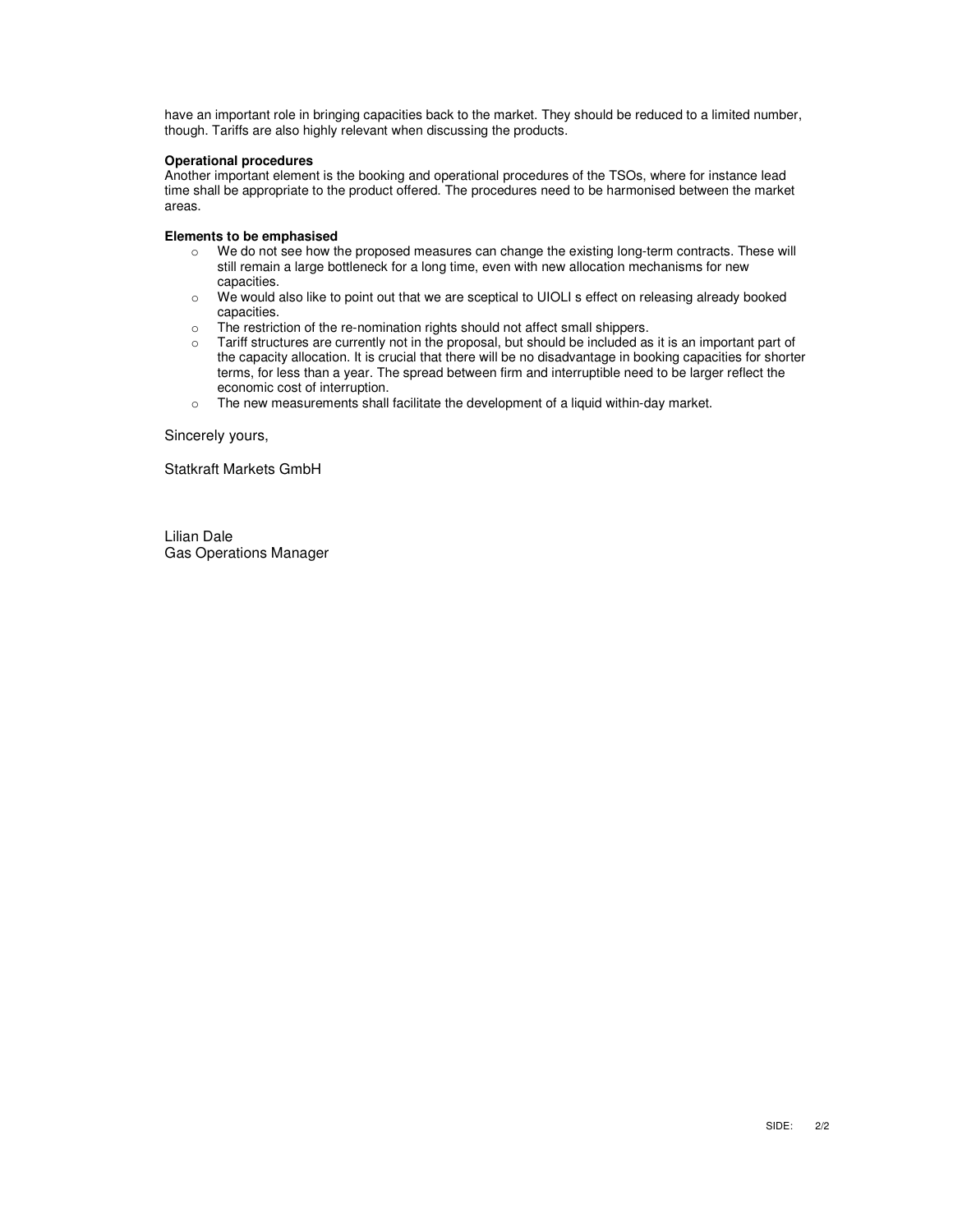have an important role in bringing capacities back to the market. They should be reduced to a limited number, though. Tariffs are also highly relevant when discussing the products.

**Operational procedures**
Another important element is the booking and operational procedures of the TSOs, where for instance lead time shall be appropriate to the product offered. The procedures need to be harmonised between the market areas.

**Elements to be emphasised**

- We do not see how the proposed measures can change the existing long-term contracts. These will still remain a large bottleneck for a long time, even with new allocation mechanisms for new capacities.
- We would also like to point out that we are sceptical to UIOLI s effect on releasing already booked capacities.
- The restriction of the re-nomination rights should not affect small shippers.
- Tariff structures are currently not in the proposal, but should be included as it is an important part of the capacity allocation. It is crucial that there will be no disadvantage in booking capacities for shorter terms, for less than a year. The spread between firm and interruptible need to be larger reflect the economic cost of interruption.
- The new measurements shall facilitate the development of a liquid within-day market.

Sincerely yours,

Statkraft Markets GmbH

Lilian Dale
Gas Operations Manager